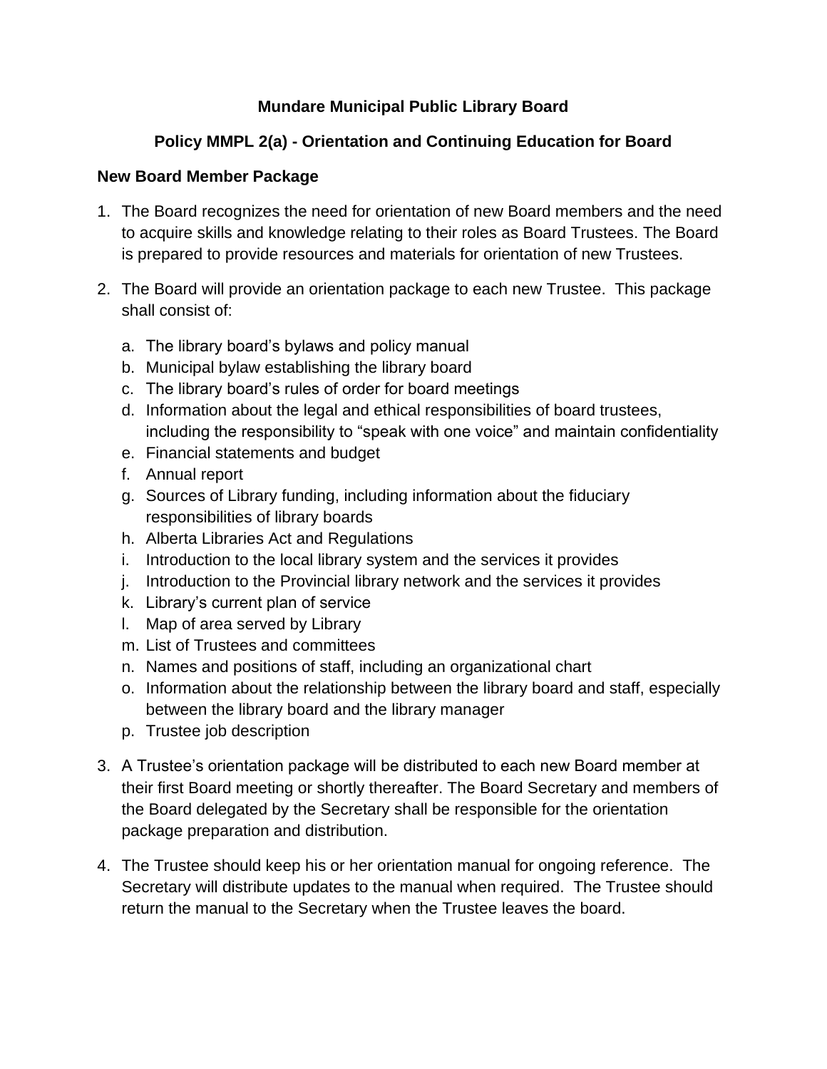# Mundare Municipal Public Library Board

## Policy MMPL 2(a) - Orientation and Continuing Education for Board

### New Board Member Package

1. The Board recognizes the need for orientation of new Board members and the need to acquire skills and knowledge relating to their roles as Board Trustees. The Board is prepared to provide resources and materials for orientation of new Trustees.

2. The Board will provide an orientation package to each new Trustee. This package shall consist of:

   a. The library board's bylaws and policy manual
   b. Municipal bylaw establishing the library board
   c. The library board's rules of order for board meetings
   d. Information about the legal and ethical responsibilities of board trustees, including the responsibility to "speak with one voice" and maintain confidentiality
   e. Financial statements and budget
   f. Annual report
   g. Sources of Library funding, including information about the fiduciary responsibilities of library boards
   h. Alberta Libraries Act and Regulations
   i. Introduction to the local library system and the services it provides
   j. Introduction to the Provincial library network and the services it provides
   k. Library's current plan of service
   l. Map of area served by Library
   m. List of Trustees and committees
   n. Names and positions of staff, including an organizational chart
   o. Information about the relationship between the library board and staff, especially between the library board and the library manager
   p. Trustee job description

3. A Trustee's orientation package will be distributed to each new Board member at their first Board meeting or shortly thereafter. The Board Secretary and members of the Board delegated by the Secretary shall be responsible for the orientation package preparation and distribution.

4. The Trustee should keep his or her orientation manual for ongoing reference. The Secretary will distribute updates to the manual when required. The Trustee should return the manual to the Secretary when the Trustee leaves the board.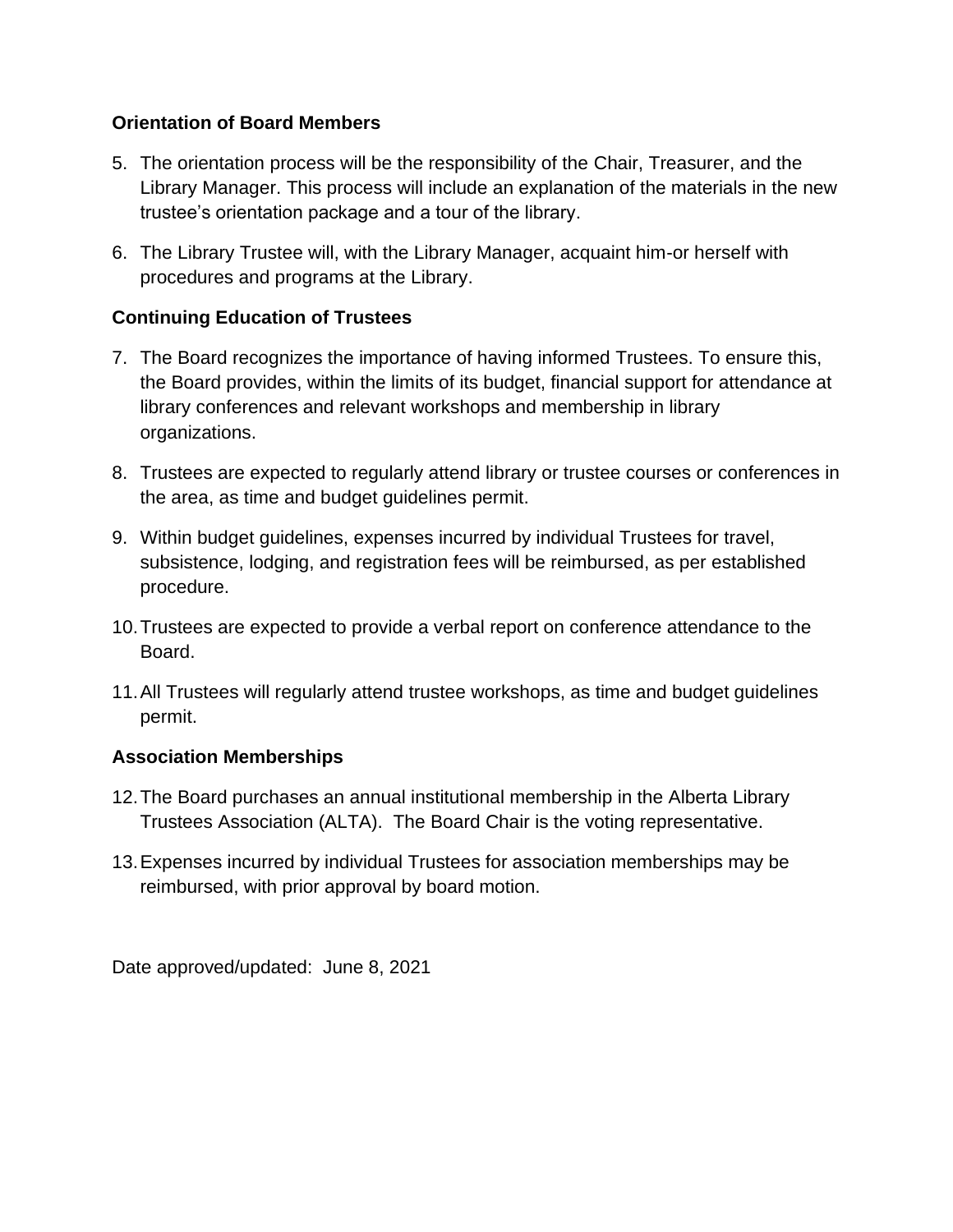**Orientation of Board Members**

5. The orientation process will be the responsibility of the Chair, Treasurer, and the Library Manager. This process will include an explanation of the materials in the new trustee's orientation package and a tour of the library.
6. The Library Trustee will, with the Library Manager, acquaint him-or herself with procedures and programs at the Library.

**Continuing Education of Trustees**

7. The Board recognizes the importance of having informed Trustees. To ensure this, the Board provides, within the limits of its budget, financial support for attendance at library conferences and relevant workshops and membership in library organizations.
8. Trustees are expected to regularly attend library or trustee courses or conferences in the area, as time and budget guidelines permit.
9. Within budget guidelines, expenses incurred by individual Trustees for travel, subsistence, lodging, and registration fees will be reimbursed, as per established procedure.
10. Trustees are expected to provide a verbal report on conference attendance to the Board.
11. All Trustees will regularly attend trustee workshops, as time and budget guidelines permit.

**Association Memberships**

12. The Board purchases an annual institutional membership in the Alberta Library Trustees Association (ALTA). The Board Chair is the voting representative.
13. Expenses incurred by individual Trustees for association memberships may be reimbursed, with prior approval by board motion.

Date approved/updated: June 8, 2021